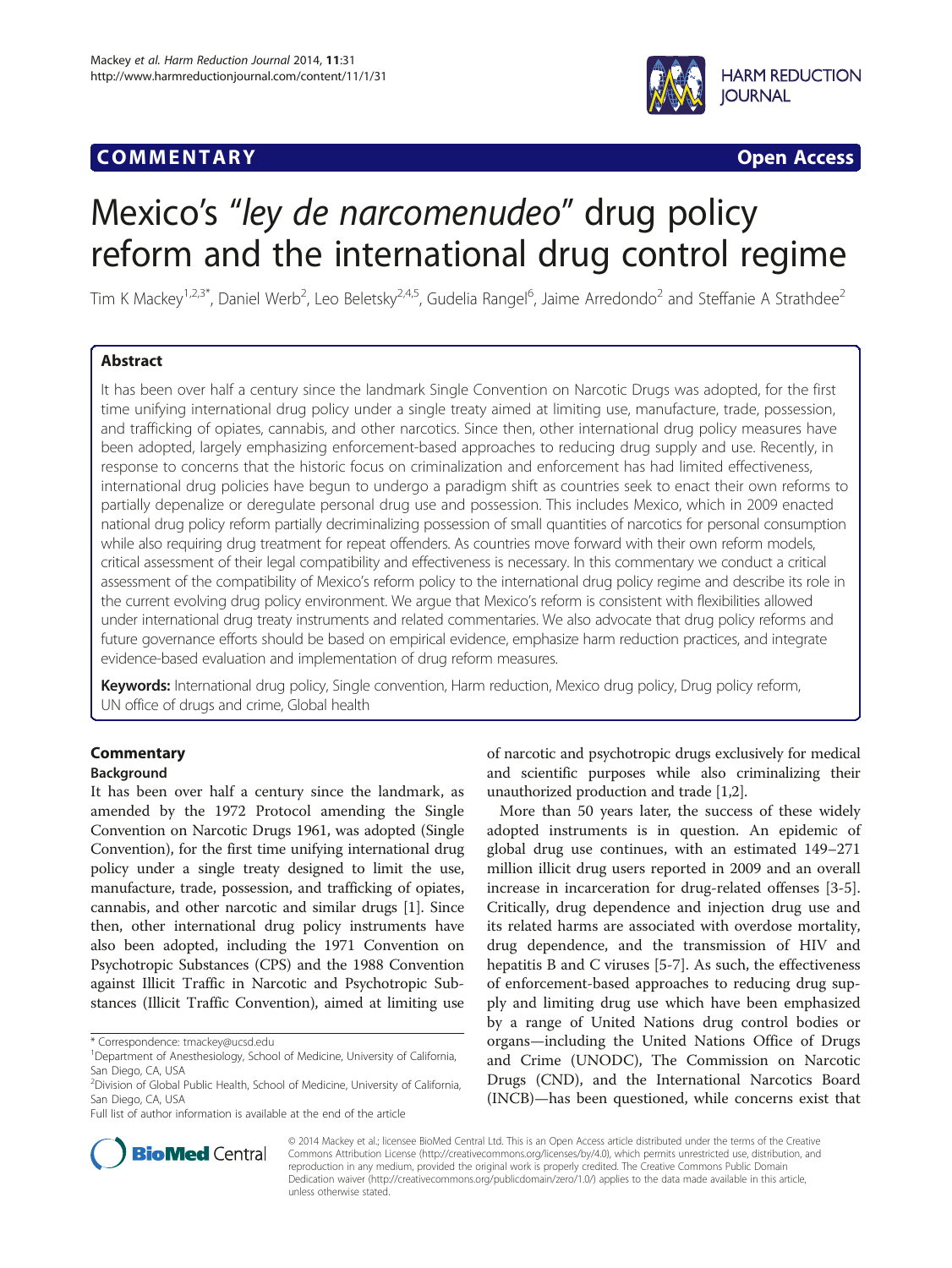## COMMENTARY

Open Access

# Mexico's "*ley de narcomenudeo*" drug policy reform and the international drug control regime

Tim K Mackey[1,2,3*], Daniel Werb[2], Leo Beletsky[2,4,5], Gudelia Rangel[6], Jaime Arredondo[2] and Steffanie A Strathdee[2]

## Abstract

It has been over half a century since the landmark Single Convention on Narcotic Drugs was adopted, for the first time unifying international drug policy under a single treaty aimed at limiting use, manufacture, trade, possession, and trafficking of opiates, cannabis, and other narcotics. Since then, other international drug policy measures have been adopted, largely emphasizing enforcement-based approaches to reducing drug supply and use. Recently, in response to concerns that the historic focus on criminalization and enforcement has had limited effectiveness, international drug policies have begun to undergo a paradigm shift as countries seek to enact their own reforms to partially depenalize or deregulate personal drug use and possession. This includes Mexico, which in 2009 enacted national drug policy reform partially decriminalizing possession of small quantities of narcotics for personal consumption while also requiring drug treatment for repeat offenders. As countries move forward with their own reform models, critical assessment of their legal compatibility and effectiveness is necessary. In this commentary we conduct a critical assessment of the compatibility of Mexico's reform policy to the international drug policy regime and describe its role in the current evolving drug policy environment. We argue that Mexico's reform is consistent with flexibilities allowed under international drug treaty instruments and related commentaries. We also advocate that drug policy reforms and future governance efforts should be based on empirical evidence, emphasize harm reduction practices, and integrate evidence-based evaluation and implementation of drug reform measures.

**Keywords:** International drug policy, Single convention, Harm reduction, Mexico drug policy, Drug policy reform, UN office of drugs and crime, Global health

## Commentary

### Background

It has been over half a century since the landmark, as amended by the 1972 Protocol amending the Single Convention on Narcotic Drugs 1961, was adopted (Single Convention), for the first time unifying international drug policy under a single treaty designed to limit the use, manufacture, trade, possession, and trafficking of opiates, cannabis, and other narcotic and similar drugs [1]. Since then, other international drug policy instruments have also been adopted, including the 1971 Convention on Psychotropic Substances (CPS) and the 1988 Convention against Illicit Traffic in Narcotic and Psychotropic Substances (Illicit Traffic Convention), aimed at limiting use of narcotic and psychotropic drugs exclusively for medical and scientific purposes while also criminalizing their unauthorized production and trade [1,2].

More than 50 years later, the success of these widely adopted instruments is in question. An epidemic of global drug use continues, with an estimated 149–271 million illicit drug users reported in 2009 and an overall increase in incarceration for drug-related offenses [3-5]. Critically, drug dependence and injection drug use and its related harms are associated with overdose mortality, drug dependence, and the transmission of HIV and hepatitis B and C viruses [5-7]. As such, the effectiveness of enforcement-based approaches to reducing drug supply and limiting drug use which have been emphasized by a range of United Nations drug control bodies or organs—including the United Nations Office of Drugs and Crime (UNODC), The Commission on Narcotic Drugs (CND), and the International Narcotics Board (INCB)—has been questioned, while concerns exist that

\* Correspondence: tmackey@ucsd.edu

[1]Department of Anesthesiology, School of Medicine, University of California, San Diego, CA, USA

[2]Division of Global Public Health, School of Medicine, University of California, San Diego, CA, USA

Full list of author information is available at the end of the article

© 2014 Mackey et al.; licensee BioMed Central Ltd. This is an Open Access article distributed under the terms of the Creative Commons Attribution License (http://creativecommons.org/licenses/by/4.0), which permits unrestricted use, distribution, and reproduction in any medium, provided the original work is properly credited. The Creative Commons Public Domain Dedication waiver (http://creativecommons.org/publicdomain/zero/1.0/) applies to the data made available in this article, unless otherwise stated.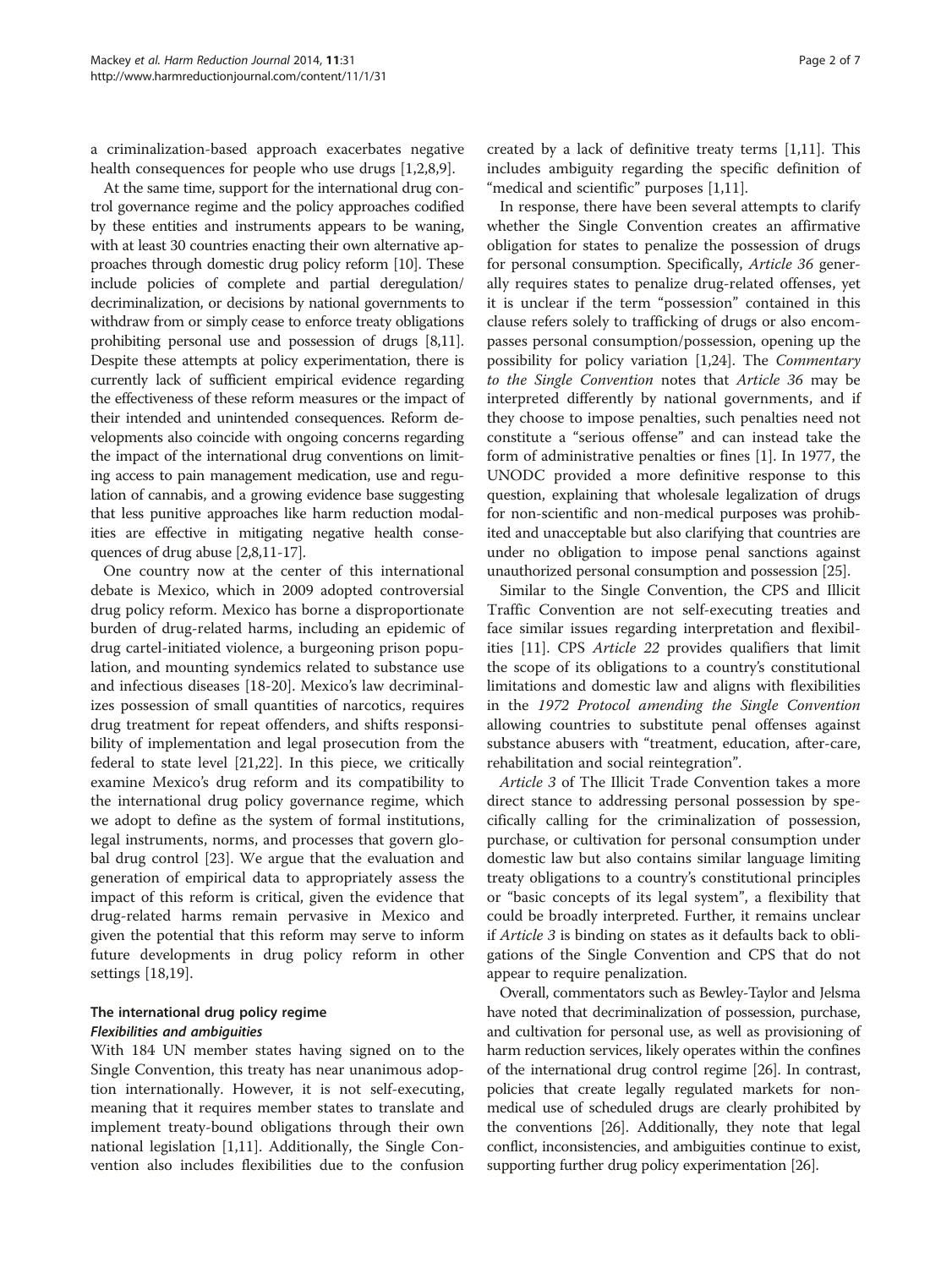a criminalization-based approach exacerbates negative health consequences for people who use drugs [1,2,8,9].

At the same time, support for the international drug control governance regime and the policy approaches codified by these entities and instruments appears to be waning, with at least 30 countries enacting their own alternative approaches through domestic drug policy reform [10]. These include policies of complete and partial deregulation/decriminalization, or decisions by national governments to withdraw from or simply cease to enforce treaty obligations prohibiting personal use and possession of drugs [8,11]. Despite these attempts at policy experimentation, there is currently lack of sufficient empirical evidence regarding the effectiveness of these reform measures or the impact of their intended and unintended consequences. Reform developments also coincide with ongoing concerns regarding the impact of the international drug conventions on limiting access to pain management medication, use and regulation of cannabis, and a growing evidence base suggesting that less punitive approaches like harm reduction modalities are effective in mitigating negative health consequences of drug abuse [2,8,11-17].

One country now at the center of this international debate is Mexico, which in 2009 adopted controversial drug policy reform. Mexico has borne a disproportionate burden of drug-related harms, including an epidemic of drug cartel-initiated violence, a burgeoning prison population, and mounting syndemics related to substance use and infectious diseases [18-20]. Mexico's law decriminalizes possession of small quantities of narcotics, requires drug treatment for repeat offenders, and shifts responsibility of implementation and legal prosecution from the federal to state level [21,22]. In this piece, we critically examine Mexico's drug reform and its compatibility to the international drug policy governance regime, which we adopt to define as the system of formal institutions, legal instruments, norms, and processes that govern global drug control [23]. We argue that the evaluation and generation of empirical data to appropriately assess the impact of this reform is critical, given the evidence that drug-related harms remain pervasive in Mexico and given the potential that this reform may serve to inform future developments in drug policy reform in other settings [18,19].

## The international drug policy regime

### *Flexibilities and ambiguities*

With 184 UN member states having signed on to the Single Convention, this treaty has near unanimous adoption internationally. However, it is not self-executing, meaning that it requires member states to translate and implement treaty-bound obligations through their own national legislation [1,11]. Additionally, the Single Convention also includes flexibilities due to the confusion created by a lack of definitive treaty terms [1,11]. This includes ambiguity regarding the specific definition of "medical and scientific" purposes [1,11].

In response, there have been several attempts to clarify whether the Single Convention creates an affirmative obligation for states to penalize the possession of drugs for personal consumption. Specifically, *Article 36* generally requires states to penalize drug-related offenses, yet it is unclear if the term "possession" contained in this clause refers solely to trafficking of drugs or also encompasses personal consumption/possession, opening up the possibility for policy variation [1,24]. The *Commentary to the Single Convention* notes that *Article 36* may be interpreted differently by national governments, and if they choose to impose penalties, such penalties need not constitute a "serious offense" and can instead take the form of administrative penalties or fines [1]. In 1977, the UNODC provided a more definitive response to this question, explaining that wholesale legalization of drugs for non-scientific and non-medical purposes was prohibited and unacceptable but also clarifying that countries are under no obligation to impose penal sanctions against unauthorized personal consumption and possession [25].

Similar to the Single Convention, the CPS and Illicit Traffic Convention are not self-executing treaties and face similar issues regarding interpretation and flexibilities [11]. CPS *Article 22* provides qualifiers that limit the scope of its obligations to a country's constitutional limitations and domestic law and aligns with flexibilities in the *1972 Protocol amending the Single Convention* allowing countries to substitute penal offenses against substance abusers with "treatment, education, after-care, rehabilitation and social reintegration".

*Article 3* of The Illicit Trade Convention takes a more direct stance to addressing personal possession by specifically calling for the criminalization of possession, purchase, or cultivation for personal consumption under domestic law but also contains similar language limiting treaty obligations to a country's constitutional principles or "basic concepts of its legal system", a flexibility that could be broadly interpreted. Further, it remains unclear if *Article 3* is binding on states as it defaults back to obligations of the Single Convention and CPS that do not appear to require penalization.

Overall, commentators such as Bewley-Taylor and Jelsma have noted that decriminalization of possession, purchase, and cultivation for personal use, as well as provisioning of harm reduction services, likely operates within the confines of the international drug control regime [26]. In contrast, policies that create legally regulated markets for non-medical use of scheduled drugs are clearly prohibited by the conventions [26]. Additionally, they note that legal conflict, inconsistencies, and ambiguities continue to exist, supporting further drug policy experimentation [26].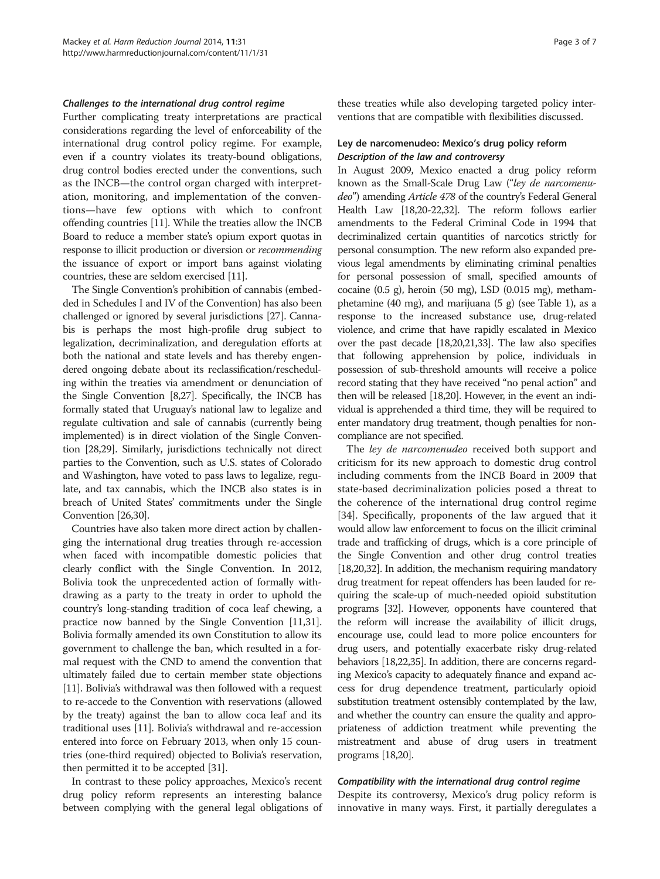### *Challenges to the international drug control regime*

Further complicating treaty interpretations are practical considerations regarding the level of enforceability of the international drug control policy regime. For example, even if a country violates its treaty-bound obligations, drug control bodies erected under the conventions, such as the INCB—the control organ charged with interpretation, monitoring, and implementation of the conventions—have few options with which to confront offending countries [11]. While the treaties allow the INCB Board to reduce a member state's opium export quotas in response to illicit production or diversion or *recommending* the issuance of export or import bans against violating countries, these are seldom exercised [11].

The Single Convention's prohibition of cannabis (embedded in Schedules I and IV of the Convention) has also been challenged or ignored by several jurisdictions [27]. Cannabis is perhaps the most high-profile drug subject to legalization, decriminalization, and deregulation efforts at both the national and state levels and has thereby engendered ongoing debate about its reclassification/rescheduling within the treaties via amendment or denunciation of the Single Convention [8,27]. Specifically, the INCB has formally stated that Uruguay's national law to legalize and regulate cultivation and sale of cannabis (currently being implemented) is in direct violation of the Single Convention [28,29]. Similarly, jurisdictions technically not direct parties to the Convention, such as U.S. states of Colorado and Washington, have voted to pass laws to legalize, regulate, and tax cannabis, which the INCB also states is in breach of United States' commitments under the Single Convention [26,30].

Countries have also taken more direct action by challenging the international drug treaties through re-accession when faced with incompatible domestic policies that clearly conflict with the Single Convention. In 2012, Bolivia took the unprecedented action of formally withdrawing as a party to the treaty in order to uphold the country's long-standing tradition of coca leaf chewing, a practice now banned by the Single Convention [11,31]. Bolivia formally amended its own Constitution to allow its government to challenge the ban, which resulted in a formal request with the CND to amend the convention that ultimately failed due to certain member state objections [11]. Bolivia's withdrawal was then followed with a request to re-accede to the Convention with reservations (allowed by the treaty) against the ban to allow coca leaf and its traditional uses [11]. Bolivia's withdrawal and re-accession entered into force on February 2013, when only 15 countries (one-third required) objected to Bolivia's reservation, then permitted it to be accepted [31].

In contrast to these policy approaches, Mexico's recent drug policy reform represents an interesting balance between complying with the general legal obligations of these treaties while also developing targeted policy interventions that are compatible with flexibilities discussed.

## Ley de narcomenudeo: Mexico's drug policy reform

### *Description of the law and controversy*

In August 2009, Mexico enacted a drug policy reform known as the Small-Scale Drug Law ("*ley de narcomenudeo*") amending *Article 478* of the country's Federal General Health Law [18,20-22,32]. The reform follows earlier amendments to the Federal Criminal Code in 1994 that decriminalized certain quantities of narcotics strictly for personal consumption. The new reform also expanded previous legal amendments by eliminating criminal penalties for personal possession of small, specified amounts of cocaine (0.5 g), heroin (50 mg), LSD (0.015 mg), methamphetamine (40 mg), and marijuana (5 g) (see Table 1), as a response to the increased substance use, drug-related violence, and crime that have rapidly escalated in Mexico over the past decade [18,20,21,33]. The law also specifies that following apprehension by police, individuals in possession of sub-threshold amounts will receive a police record stating that they have received "no penal action" and then will be released [18,20]. However, in the event an individual is apprehended a third time, they will be required to enter mandatory drug treatment, though penalties for noncompliance are not specified.

The *ley de narcomenudeo* received both support and criticism for its new approach to domestic drug control including comments from the INCB Board in 2009 that state-based decriminalization policies posed a threat to the coherence of the international drug control regime [34]. Specifically, proponents of the law argued that it would allow law enforcement to focus on the illicit criminal trade and trafficking of drugs, which is a core principle of the Single Convention and other drug control treaties [18,20,32]. In addition, the mechanism requiring mandatory drug treatment for repeat offenders has been lauded for requiring the scale-up of much-needed opioid substitution programs [32]. However, opponents have countered that the reform will increase the availability of illicit drugs, encourage use, could lead to more police encounters for drug users, and potentially exacerbate risky drug-related behaviors [18,22,35]. In addition, there are concerns regarding Mexico's capacity to adequately finance and expand access for drug dependence treatment, particularly opioid substitution treatment ostensibly contemplated by the law, and whether the country can ensure the quality and appropriateness of addiction treatment while preventing the mistreatment and abuse of drug users in treatment programs [18,20].

### *Compatibility with the international drug control regime*

Despite its controversy, Mexico's drug policy reform is innovative in many ways. First, it partially deregulates a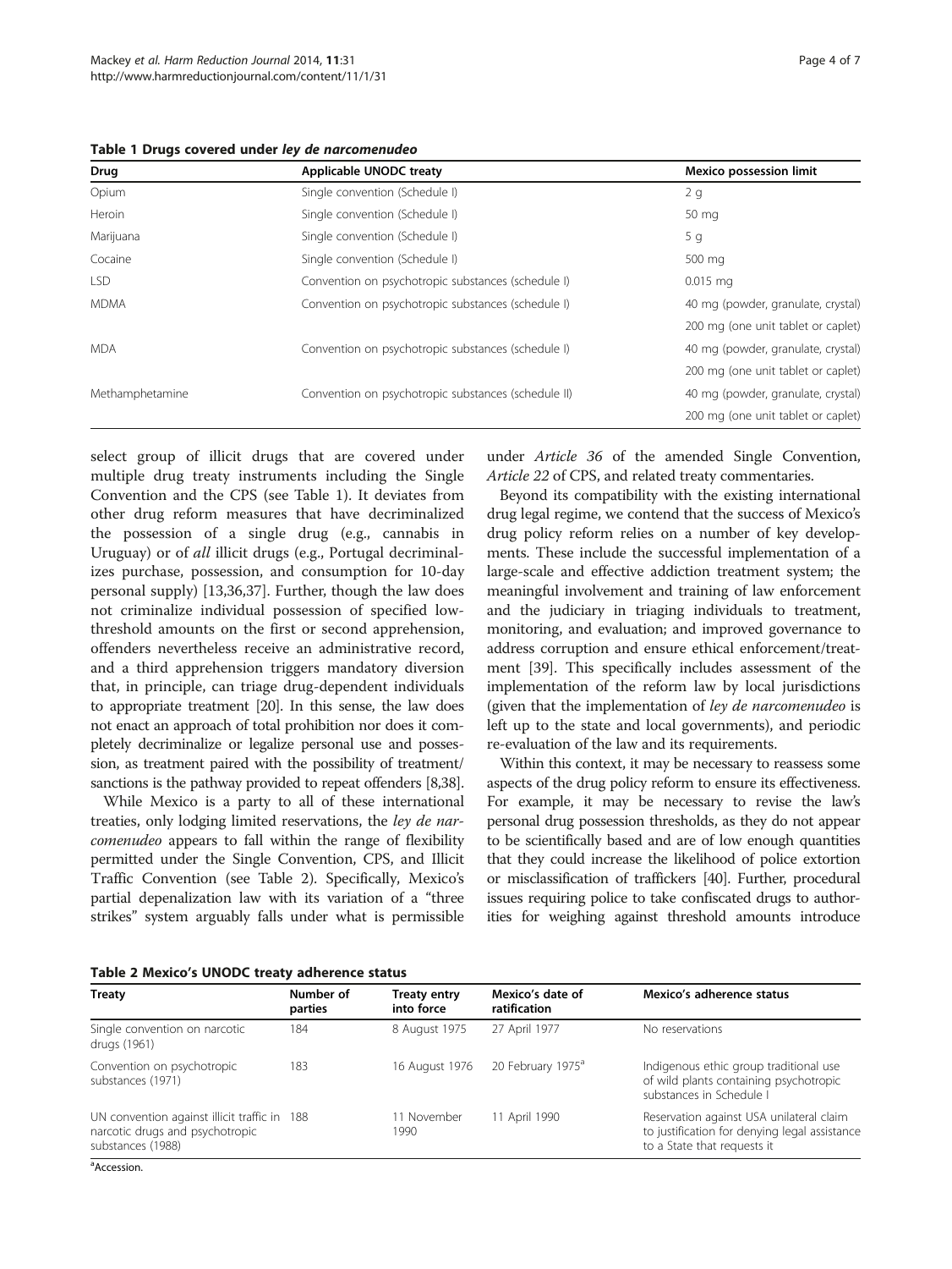**Table 1 Drugs covered under *ley de narcomenudeo***

| Drug | Applicable UNODC treaty | Mexico possession limit |
| --- | --- | --- |
| Opium | Single convention (Schedule I) | 2 g |
| Heroin | Single convention (Schedule I) | 50 mg |
| Marijuana | Single convention (Schedule I) | 5 g |
| Cocaine | Single convention (Schedule I) | 500 mg |
| LSD | Convention on psychotropic substances (schedule I) | 0.015 mg |
| MDMA | Convention on psychotropic substances (schedule I) | 40 mg (powder, granulate, crystal) |
| | | 200 mg (one unit tablet or caplet) |
| MDA | Convention on psychotropic substances (schedule I) | 40 mg (powder, granulate, crystal) |
| | | 200 mg (one unit tablet or caplet) |
| Methamphetamine | Convention on psychotropic substances (schedule II) | 40 mg (powder, granulate, crystal) |
| | | 200 mg (one unit tablet or caplet) |

select group of illicit drugs that are covered under multiple drug treaty instruments including the Single Convention and the CPS (see Table 1). It deviates from other drug reform measures that have decriminalized the possession of a single drug (e.g., cannabis in Uruguay) or of *all* illicit drugs (e.g., Portugal decriminalizes purchase, possession, and consumption for 10-day personal supply) [13,36,37]. Further, though the law does not criminalize individual possession of specified low-threshold amounts on the first or second apprehension, offenders nevertheless receive an administrative record, and a third apprehension triggers mandatory diversion that, in principle, can triage drug-dependent individuals to appropriate treatment [20]. In this sense, the law does not enact an approach of total prohibition nor does it completely decriminalize or legalize personal use and possession, as treatment paired with the possibility of treatment/sanctions is the pathway provided to repeat offenders [8,38].

While Mexico is a party to all of these international treaties, only lodging limited reservations, the *ley de narcomenudeo* appears to fall within the range of flexibility permitted under the Single Convention, CPS, and Illicit Traffic Convention (see Table 2). Specifically, Mexico's partial depenalization law with its variation of a "three strikes" system arguably falls under what is permissible under *Article 36* of the amended Single Convention, *Article 22* of CPS, and related treaty commentaries.

Beyond its compatibility with the existing international drug legal regime, we contend that the success of Mexico's drug policy reform relies on a number of key developments. These include the successful implementation of a large-scale and effective addiction treatment system; the meaningful involvement and training of law enforcement and the judiciary in triaging individuals to treatment, monitoring, and evaluation; and improved governance to address corruption and ensure ethical enforcement/treatment [39]. This specifically includes assessment of the implementation of the reform law by local jurisdictions (given that the implementation of *ley de narcomenudeo* is left up to the state and local governments), and periodic re-evaluation of the law and its requirements.

Within this context, it may be necessary to reassess some aspects of the drug policy reform to ensure its effectiveness. For example, it may be necessary to revise the law's personal drug possession thresholds, as they do not appear to be scientifically based and are of low enough quantities that they could increase the likelihood of police extortion or misclassification of traffickers [40]. Further, procedural issues requiring police to take confiscated drugs to authorities for weighing against threshold amounts introduce

**Table 2 Mexico's UNODC treaty adherence status**

| Treaty | Number of parties | Treaty entry into force | Mexico's date of ratification | Mexico's adherence status |
| --- | --- | --- | --- | --- |
| Single convention on narcotic drugs (1961) | 184 | 8 August 1975 | 27 April 1977 | No reservations |
| Convention on psychotropic substances (1971) | 183 | 16 August 1976 | 20 February 1975[a] | Indigenous ethic group traditional use of wild plants containing psychotropic substances in Schedule I |
| UN convention against illicit traffic in narcotic drugs and psychotropic substances (1988) | 188 | 11 November 1990 | 11 April 1990 | Reservation against USA unilateral claim to justification for denying legal assistance to a State that requests it |

[a]Accession.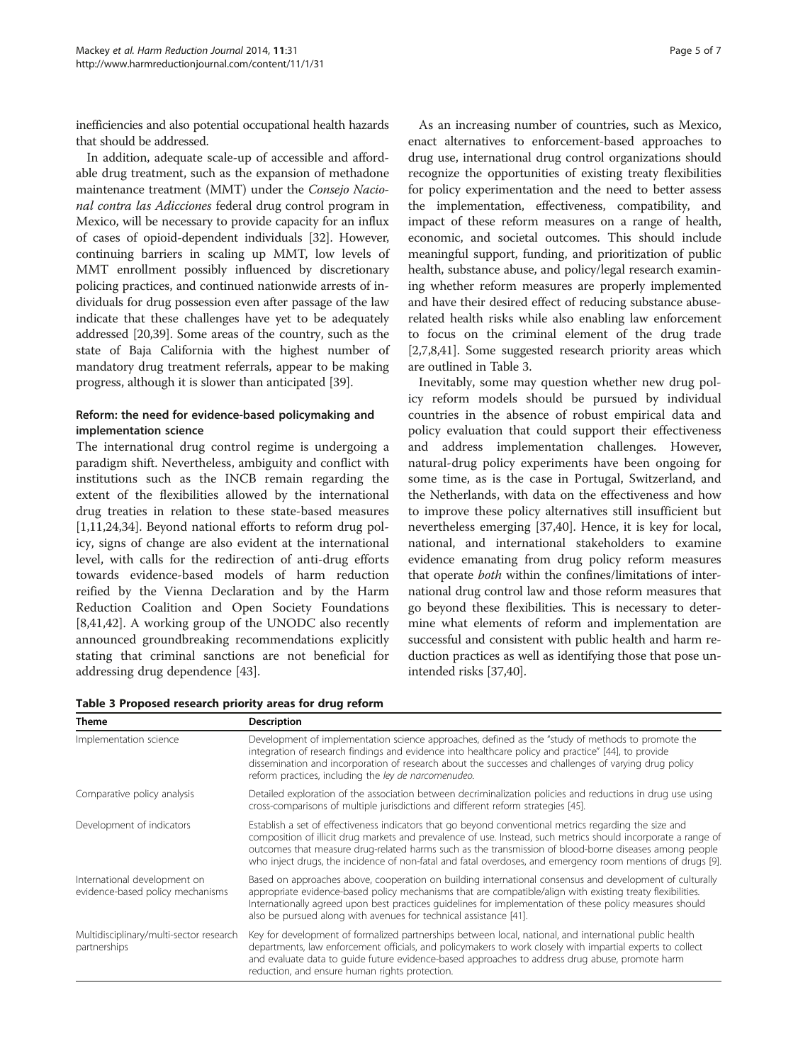inefficiencies and also potential occupational health hazards that should be addressed.

In addition, adequate scale-up of accessible and affordable drug treatment, such as the expansion of methadone maintenance treatment (MMT) under the *Consejo Nacional contra las Adicciones* federal drug control program in Mexico, will be necessary to provide capacity for an influx of cases of opioid-dependent individuals [32]. However, continuing barriers in scaling up MMT, low levels of MMT enrollment possibly influenced by discretionary policing practices, and continued nationwide arrests of individuals for drug possession even after passage of the law indicate that these challenges have yet to be adequately addressed [20,39]. Some areas of the country, such as the state of Baja California with the highest number of mandatory drug treatment referrals, appear to be making progress, although it is slower than anticipated [39].

### Reform: the need for evidence-based policymaking and implementation science

The international drug control regime is undergoing a paradigm shift. Nevertheless, ambiguity and conflict with institutions such as the INCB remain regarding the extent of the flexibilities allowed by the international drug treaties in relation to these state-based measures [1,11,24,34]. Beyond national efforts to reform drug policy, signs of change are also evident at the international level, with calls for the redirection of anti-drug efforts towards evidence-based models of harm reduction reified by the Vienna Declaration and by the Harm Reduction Coalition and Open Society Foundations [8,41,42]. A working group of the UNODC also recently announced groundbreaking recommendations explicitly stating that criminal sanctions are not beneficial for addressing drug dependence [43].

As an increasing number of countries, such as Mexico, enact alternatives to enforcement-based approaches to drug use, international drug control organizations should recognize the opportunities of existing treaty flexibilities for policy experimentation and the need to better assess the implementation, effectiveness, compatibility, and impact of these reform measures on a range of health, economic, and societal outcomes. This should include meaningful support, funding, and prioritization of public health, substance abuse, and policy/legal research examining whether reform measures are properly implemented and have their desired effect of reducing substance abuse-related health risks while also enabling law enforcement to focus on the criminal element of the drug trade [2,7,8,41]. Some suggested research priority areas which are outlined in Table 3.

Inevitably, some may question whether new drug policy reform models should be pursued by individual countries in the absence of robust empirical data and policy evaluation that could support their effectiveness and address implementation challenges. However, natural-drug policy experiments have been ongoing for some time, as is the case in Portugal, Switzerland, and the Netherlands, with data on the effectiveness and how to improve these policy alternatives still insufficient but nevertheless emerging [37,40]. Hence, it is key for local, national, and international stakeholders to examine evidence emanating from drug policy reform measures that operate *both* within the confines/limitations of international drug control law and those reform measures that go beyond these flexibilities. This is necessary to determine what elements of reform and implementation are successful and consistent with public health and harm reduction practices as well as identifying those that pose unintended risks [37,40].

**Table 3 Proposed research priority areas for drug reform**

| Theme | Description |
|---|---|
| Implementation science | Development of implementation science approaches, defined as the "study of methods to promote the integration of research findings and evidence into healthcare policy and practice" [44], to provide dissemination and incorporation of research about the successes and challenges of varying drug policy reform practices, including the *ley de narcomenudeo*. |
| Comparative policy analysis | Detailed exploration of the association between decriminalization policies and reductions in drug use using cross-comparisons of multiple jurisdictions and different reform strategies [45]. |
| Development of indicators | Establish a set of effectiveness indicators that go beyond conventional metrics regarding the size and composition of illicit drug markets and prevalence of use. Instead, such metrics should incorporate a range of outcomes that measure drug-related harms such as the transmission of blood-borne diseases among people who inject drugs, the incidence of non-fatal and fatal overdoses, and emergency room mentions of drugs [9]. |
| International development on evidence-based policy mechanisms | Based on approaches above, cooperation on building international consensus and development of culturally appropriate evidence-based policy mechanisms that are compatible/align with existing treaty flexibilities. Internationally agreed upon best practices guidelines for implementation of these policy measures should also be pursued along with avenues for technical assistance [41]. |
| Multidisciplinary/multi-sector research partnerships | Key for development of formalized partnerships between local, national, and international public health departments, law enforcement officials, and policymakers to work closely with impartial experts to collect and evaluate data to guide future evidence-based approaches to address drug abuse, promote harm reduction, and ensure human rights protection. |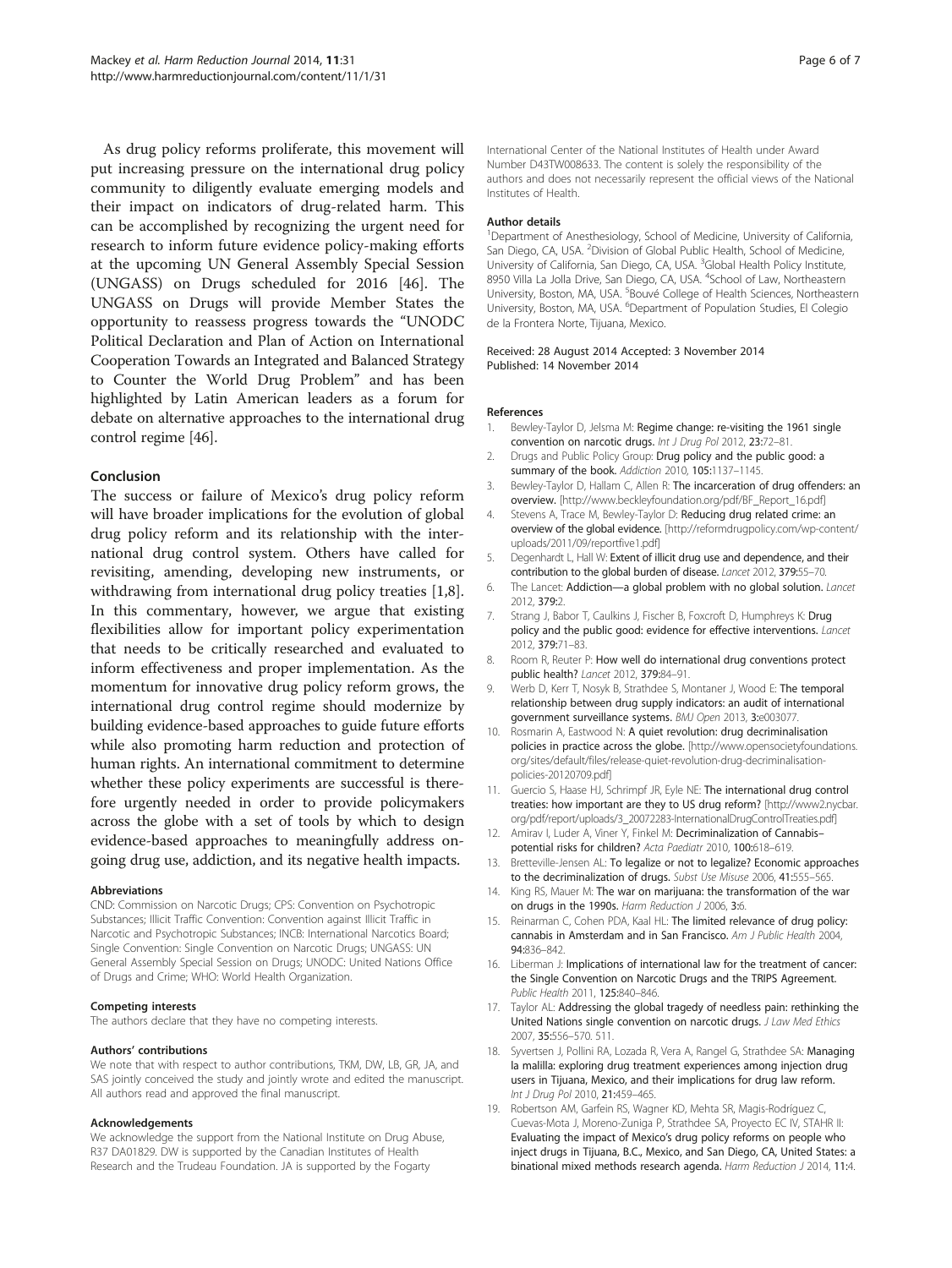As drug policy reforms proliferate, this movement will put increasing pressure on the international drug policy community to diligently evaluate emerging models and their impact on indicators of drug-related harm. This can be accomplished by recognizing the urgent need for research to inform future evidence policy-making efforts at the upcoming UN General Assembly Special Session (UNGASS) on Drugs scheduled for 2016 [46]. The UNGASS on Drugs will provide Member States the opportunity to reassess progress towards the "UNODC Political Declaration and Plan of Action on International Cooperation Towards an Integrated and Balanced Strategy to Counter the World Drug Problem" and has been highlighted by Latin American leaders as a forum for debate on alternative approaches to the international drug control regime [46].

## Conclusion

The success or failure of Mexico's drug policy reform will have broader implications for the evolution of global drug policy reform and its relationship with the international drug control system. Others have called for revisiting, amending, developing new instruments, or withdrawing from international drug policy treaties [1,8]. In this commentary, however, we argue that existing flexibilities allow for important policy experimentation that needs to be critically researched and evaluated to inform effectiveness and proper implementation. As the momentum for innovative drug policy reform grows, the international drug control regime should modernize by building evidence-based approaches to guide future efforts while also promoting harm reduction and protection of human rights. An international commitment to determine whether these policy experiments are successful is therefore urgently needed in order to provide policymakers across the globe with a set of tools by which to design evidence-based approaches to meaningfully address ongoing drug use, addiction, and its negative health impacts.

#### Abbreviations

CND: Commission on Narcotic Drugs; CPS: Convention on Psychotropic Substances; Illicit Traffic Convention: Convention against Illicit Traffic in Narcotic and Psychotropic Substances; INCB: International Narcotics Board; Single Convention: Single Convention on Narcotic Drugs; UNGASS: UN General Assembly Special Session on Drugs; UNODC: United Nations Office of Drugs and Crime; WHO: World Health Organization.

#### Competing interests

The authors declare that they have no competing interests.

#### Authors' contributions

We note that with respect to author contributions, TKM, DW, LB, GR, JA, and SAS jointly conceived the study and jointly wrote and edited the manuscript. All authors read and approved the final manuscript.

#### Acknowledgements

We acknowledge the support from the National Institute on Drug Abuse, R37 DA01829. DW is supported by the Canadian Institutes of Health Research and the Trudeau Foundation. JA is supported by the Fogarty International Center of the National Institutes of Health under Award Number D43TW008633. The content is solely the responsibility of the authors and does not necessarily represent the official views of the National Institutes of Health.

#### Author details

[1]Department of Anesthesiology, School of Medicine, University of California, San Diego, CA, USA. [2]Division of Global Public Health, School of Medicine, University of California, San Diego, CA, USA. [3]Global Health Policy Institute, 8950 Villa La Jolla Drive, San Diego, CA, USA. [4]School of Law, Northeastern University, Boston, MA, USA. [5]Bouvé College of Health Sciences, Northeastern University, Boston, MA, USA. [6]Department of Population Studies, El Colegio de la Frontera Norte, Tijuana, Mexico.

Received: 28 August 2014 Accepted: 3 November 2014
Published: 14 November 2014

#### References

1. Bewley-Taylor D, Jelsma M: **Regime change: re-visiting the 1961 single convention on narcotic drugs.** *Int J Drug Pol* 2012, **23**:72–81.
2. Drugs and Public Policy Group: **Drug policy and the public good: a summary of the book.** *Addiction* 2010, **105**:1137–1145.
3. Bewley-Taylor D, Hallam C, Allen R: **The incarceration of drug offenders: an overview.** [http://www.beckleyfoundation.org/pdf/BF_Report_16.pdf]
4. Stevens A, Trace M, Bewley-Taylor D: **Reducing drug related crime: an overview of the global evidence.** [http://reformdrugpolicy.com/wp-content/uploads/2011/09/reportfive1.pdf]
5. Degenhardt L, Hall W: **Extent of illicit drug use and dependence, and their contribution to the global burden of disease.** *Lancet* 2012, **379**:55–70.
6. The Lancet: **Addiction—a global problem with no global solution.** *Lancet* 2012, **379**:2.
7. Strang J, Babor T, Caulkins J, Fischer B, Foxcroft D, Humphreys K: **Drug policy and the public good: evidence for effective interventions.** *Lancet* 2012, **379**:71–83.
8. Room R, Reuter P: **How well do international drug conventions protect public health?** *Lancet* 2012, **379**:84–91.
9. Werb D, Kerr T, Nosyk B, Strathdee S, Montaner J, Wood E: **The temporal relationship between drug supply indicators: an audit of international government surveillance systems.** *BMJ Open* 2013, **3**:e003077.
10. Rosmarin A, Eastwood N: **A quiet revolution: drug decriminalisation policies in practice across the globe.** [http://www.opensocietyfoundations.org/sites/default/files/release-quiet-revolution-drug-decriminalisation-policies-20120709.pdf]
11. Guercio S, Haase HJ, Schrimpf JR, Eyle NE: **The international drug control treaties: how important are they to US drug reform?** [http://www2.nycbar.org/pdf/report/uploads/3_20072283-InternationalDrugControlTreaties.pdf]
12. Amirav I, Luder A, Viner Y, Finkel M: **Decriminalization of Cannabis–potential risks for children?** *Acta Paediatr* 2010, **100**:618–619.
13. Bretteville-Jensen AL: **To legalize or not to legalize? Economic approaches to the decriminalization of drugs.** *Subst Use Misuse* 2006, **41**:555–565.
14. King RS, Mauer M: **The war on marijuana: the transformation of the war on drugs in the 1990s.** *Harm Reduction J* 2006, **3**:6.
15. Reinarman C, Cohen PDA, Kaal HL: **The limited relevance of drug policy: cannabis in Amsterdam and in San Francisco.** *Am J Public Health* 2004, **94**:836–842.
16. Liberman J: **Implications of international law for the treatment of cancer: the Single Convention on Narcotic Drugs and the TRIPS Agreement.** *Public Health* 2011, **125**:840–846.
17. Taylor AL: **Addressing the global tragedy of needless pain: rethinking the United Nations single convention on narcotic drugs.** *J Law Med Ethics* 2007, **35**:556–570. 511.
18. Syvertsen J, Pollini RA, Lozada R, Vera A, Rangel G, Strathdee SA: **Managing la malilla: exploring drug treatment experiences among injection drug users in Tijuana, Mexico, and their implications for drug law reform.** *Int J Drug Pol* 2010, **21**:459–465.
19. Robertson AM, Garfein RS, Wagner KD, Mehta SR, Magis-Rodríguez C, Cuevas-Mota J, Moreno-Zuniga P, Strathdee SA, Proyecto EC IV, STAHR II: **Evaluating the impact of Mexico's drug policy reforms on people who inject drugs in Tijuana, B.C., Mexico, and San Diego, CA, United States: a binational mixed methods research agenda.** *Harm Reduction J* 2014, **11**:4.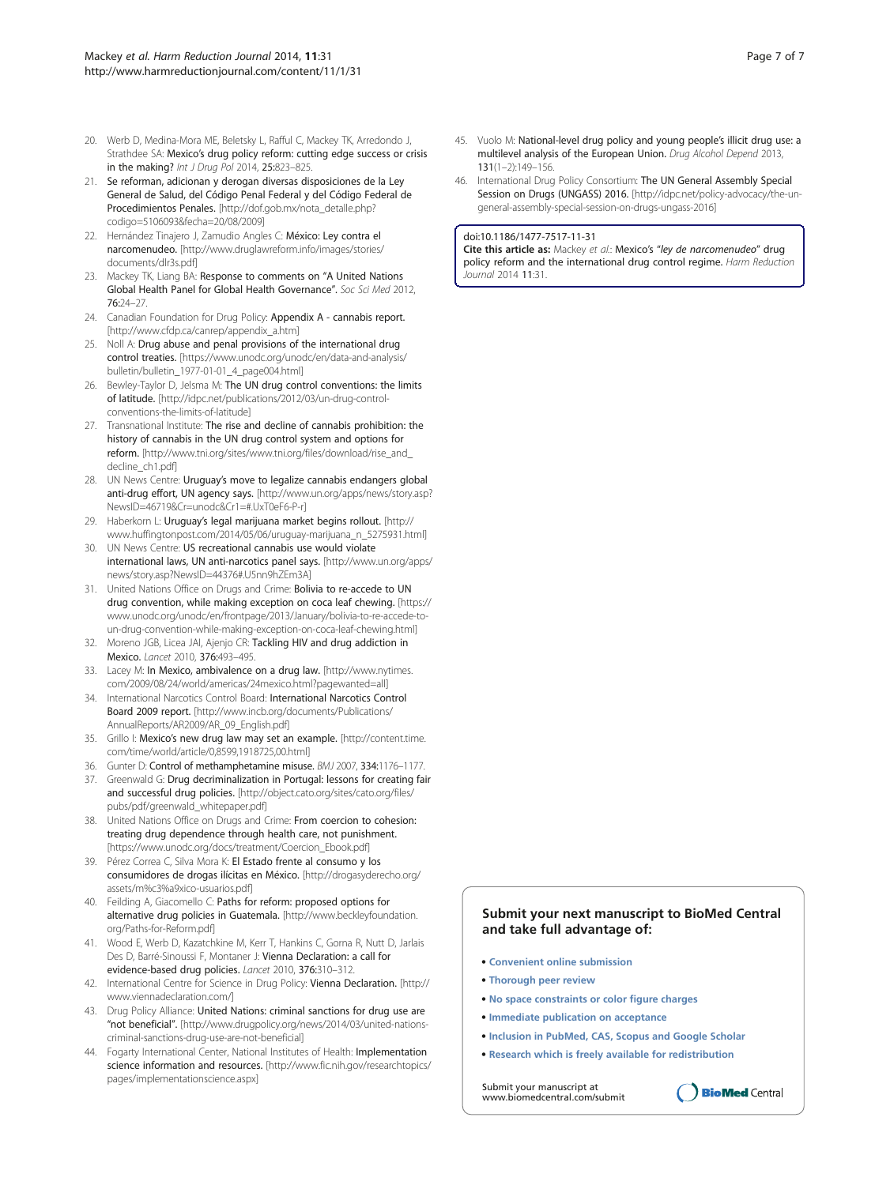20. Werb D, Medina-Mora ME, Beletsky L, Rafful C, Mackey TK, Arredondo J, Strathdee SA: **Mexico's drug policy reform: cutting edge success or crisis in the making?** *Int J Drug Pol* 2014, **25:**823–825.
21. **Se reforman, adicionan y derogan diversas disposiciones de la Ley General de Salud, del Código Penal Federal y del Código Federal de Procedimientos Penales.** [http://dof.gob.mx/nota_detalle.php?codigo=5106093&fecha=20/08/2009]
22. Hernández Tinajero J, Zamudio Angles C: **México: Ley contra el narcomenudeo.** [http://www.druglawreform.info/images/stories/documents/dlr3s.pdf]
23. Mackey TK, Liang BA: **Response to comments on "A United Nations Global Health Panel for Global Health Governance".** *Soc Sci Med* 2012, **76:**24–27.
24. Canadian Foundation for Drug Policy: **Appendix A - cannabis report.** [http://www.cfdp.ca/canrep/appendix_a.htm]
25. Noll A: **Drug abuse and penal provisions of the international drug control treaties.** [https://www.unodc.org/unodc/en/data-and-analysis/bulletin/bulletin_1977-01-01_4_page004.html]
26. Bewley-Taylor D, Jelsma M: **The UN drug control conventions: the limits of latitude.** [http://idpc.net/publications/2012/03/un-drug-control-conventions-the-limits-of-latitude]
27. Transnational Institute: **The rise and decline of cannabis prohibition: the history of cannabis in the UN drug control system and options for reform.** [http://www.tni.org/sites/www.tni.org/files/download/rise_and_decline_ch1.pdf]
28. UN News Centre: **Uruguay's move to legalize cannabis endangers global anti-drug effort, UN agency says.** [http://www.un.org/apps/news/story.asp?NewsID=46719&Cr=unodc&Cr1=#.UxT0eF6-P-r]
29. Haberkorn L: **Uruguay's legal marijuana market begins rollout.** [http://www.huffingtonpost.com/2014/05/06/uruguay-marijuana_n_5275931.html]
30. UN News Centre: **US recreational cannabis use would violate international laws, UN anti-narcotics panel says.** [http://www.un.org/apps/news/story.asp?NewsID=44376#.U5nn9hZEm3A]
31. United Nations Office on Drugs and Crime: **Bolivia to re-accede to UN drug convention, while making exception on coca leaf chewing.** [https://www.unodc.org/unodc/en/frontpage/2013/January/bolivia-to-re-accede-to-un-drug-convention-while-making-exception-on-coca-leaf-chewing.html]
32. Moreno JGB, Licea JAI, Ajenjo CR: **Tackling HIV and drug addiction in Mexico.** *Lancet* 2010, **376:**493–495.
33. Lacey M: **In Mexico, ambivalence on a drug law.** [http://www.nytimes.com/2009/08/24/world/americas/24mexico.html?pagewanted=all]
34. International Narcotics Control Board: **International Narcotics Control Board 2009 report.** [http://www.incb.org/documents/Publications/AnnualReports/AR2009/AR_09_English.pdf]
35. Grillo I: **Mexico's new drug law may set an example.** [http://content.time.com/time/world/article/0,8599,1918725,00.html]
36. Gunter D: **Control of methamphetamine misuse.** *BMJ* 2007, **334:**1176–1177.
37. Greenwald G: **Drug decriminalization in Portugal: lessons for creating fair and successful drug policies.** [http://object.cato.org/sites/cato.org/files/pubs/pdf/greenwald_whitepaper.pdf]
38. United Nations Office on Drugs and Crime: **From coercion to cohesion: treating drug dependence through health care, not punishment.** [https://www.unodc.org/docs/treatment/Coercion_Ebook.pdf]
39. Pérez Correa C, Silva Mora K: **El Estado frente al consumo y los consumidores de drogas ilícitas en México.** [http://drogasyderecho.org/assets/m%c3%a9xico-usuarios.pdf]
40. Feilding A, Giacomello C: **Paths for reform: proposed options for alternative drug policies in Guatemala.** [http://www.beckleyfoundation.org/Paths-for-Reform.pdf]
41. Wood E, Werb D, Kazatchkine M, Kerr T, Hankins C, Gorna R, Nutt D, Jarlais Des D, Barré-Sinoussi F, Montaner J: **Vienna Declaration: a call for evidence-based drug policies.** *Lancet* 2010, **376:**310–312.
42. International Centre for Science in Drug Policy: **Vienna Declaration.** [http://www.viennadeclaration.com/]
43. Drug Policy Alliance: **United Nations: criminal sanctions for drug use are "not beneficial".** [http://www.drugpolicy.org/news/2014/03/united-nations-criminal-sanctions-drug-use-are-not-beneficial]
44. Fogarty International Center, National Institutes of Health: **Implementation science information and resources.** [http://www.fic.nih.gov/researchtopics/pages/implementationscience.aspx]
45. Vuolo M: **National-level drug policy and young people's illicit drug use: a multilevel analysis of the European Union.** *Drug Alcohol Depend* 2013, **131**(1–2):149–156.
46. International Drug Policy Consortium: **The UN General Assembly Special Session on Drugs (UNGASS) 2016.** [http://idpc.net/policy-advocacy/the-un-general-assembly-special-session-on-drugs-ungass-2016]

doi:10.1186/1477-7517-11-31

**Cite this article as:** Mackey *et al.*: Mexico's "*ley de narcomenudeo*" drug policy reform and the international drug control regime. *Harm Reduction Journal* 2014 **11**:31.

**Submit your next manuscript to BioMed Central and take full advantage of:**

- **Convenient online submission**
- **Thorough peer review**
- **No space constraints or color figure charges**
- **Immediate publication on acceptance**
- **Inclusion in PubMed, CAS, Scopus and Google Scholar**
- **Research which is freely available for redistribution**

Submit your manuscript at www.biomedcentral.com/submit

BioMed Central